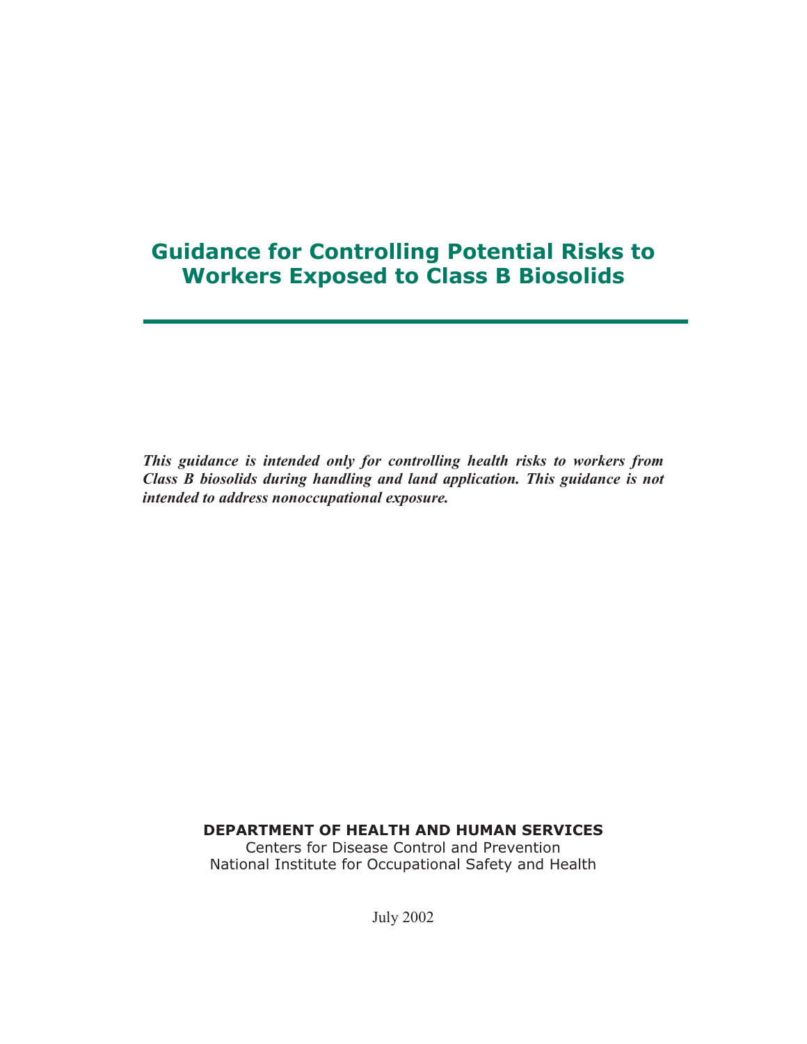# Guidance for Controlling Potential Risks to Workers Exposed to Class B Biosolids

***This guidance is intended only for controlling health risks to workers from Class B biosolids during handling and land application. This guidance is not intended to address nonoccupational exposure.***

**DEPARTMENT OF HEALTH AND HUMAN SERVICES**

Centers for Disease Control and Prevention

National Institute for Occupational Safety and Health

July 2002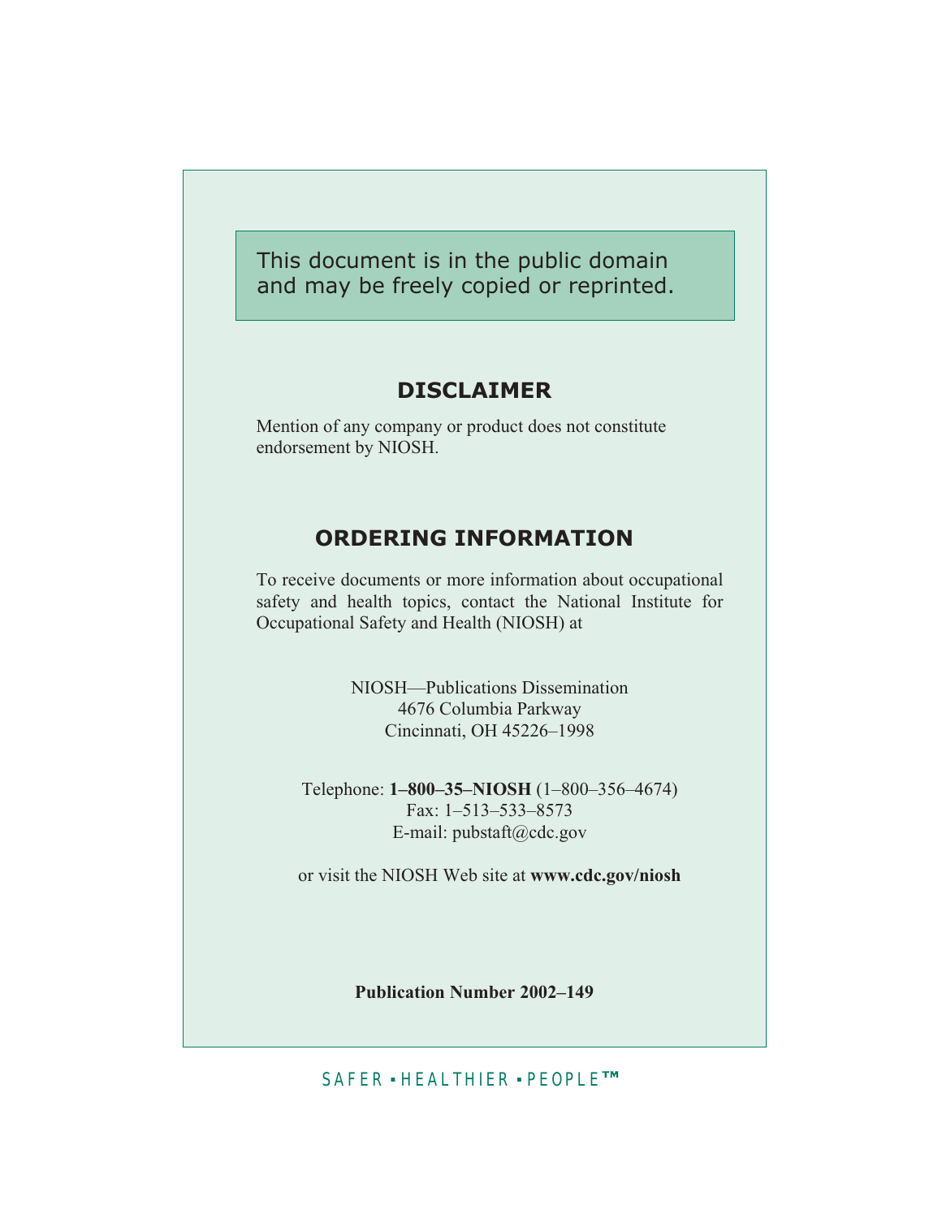This document is in the public domain and may be freely copied or reprinted.

## DISCLAIMER

Mention of any company or product does not constitute endorsement by NIOSH.

## ORDERING INFORMATION

To receive documents or more information about occupational safety and health topics, contact the National Institute for Occupational Safety and Health (NIOSH) at

NIOSH—Publications Dissemination
4676 Columbia Parkway
Cincinnati, OH 45226–1998

Telephone: **1–800–35–NIOSH** (1–800–356–4674)
Fax: 1–513–533–8573
E-mail: pubstaft@cdc.gov

or visit the NIOSH Web site at **www.cdc.gov/niosh**

**Publication Number 2002–149**

SAFER • HEALTHIER • PEOPLE™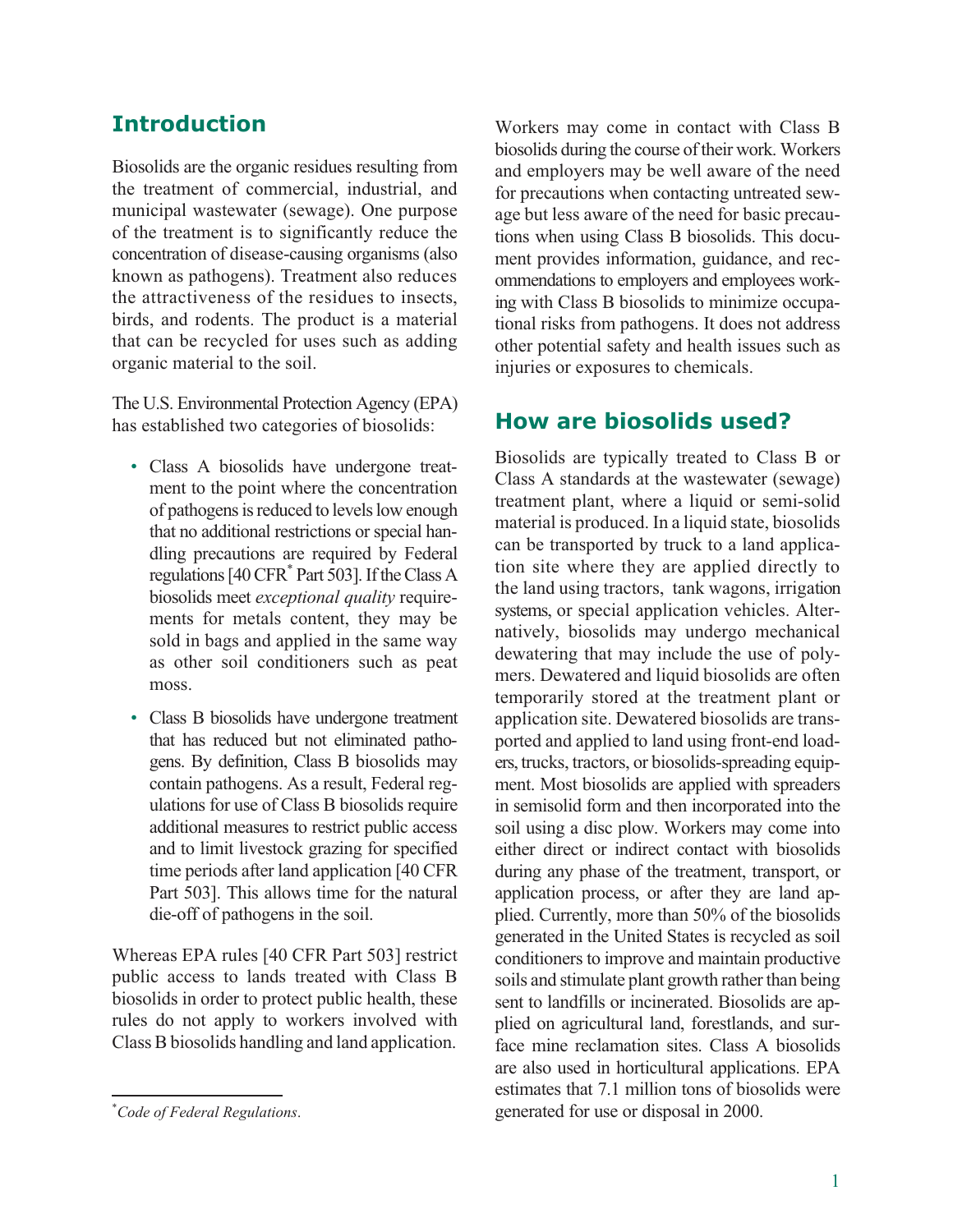## Introduction

Biosolids are the organic residues resulting from the treatment of commercial, industrial, and municipal wastewater (sewage). One purpose of the treatment is to significantly reduce the concentration of disease-causing organisms (also known as pathogens). Treatment also reduces the attractiveness of the residues to insects, birds, and rodents. The product is a material that can be recycled for uses such as adding organic material to the soil.

The U.S. Environmental Protection Agency (EPA) has established two categories of biosolids:

- Class A biosolids have undergone treatment to the point where the concentration of pathogens is reduced to levels low enough that no additional restrictions or special handling precautions are required by Federal regulations [40 CFR* Part 503]. If the Class A biosolids meet *exceptional quality* requirements for metals content, they may be sold in bags and applied in the same way as other soil conditioners such as peat moss.
- Class B biosolids have undergone treatment that has reduced but not eliminated pathogens. By definition, Class B biosolids may contain pathogens. As a result, Federal regulations for use of Class B biosolids require additional measures to restrict public access and to limit livestock grazing for specified time periods after land application [40 CFR Part 503]. This allows time for the natural die-off of pathogens in the soil.

Whereas EPA rules [40 CFR Part 503] restrict public access to lands treated with Class B biosolids in order to protect public health, these rules do not apply to workers involved with Class B biosolids handling and land application.

Workers may come in contact with Class B biosolids during the course of their work. Workers and employers may be well aware of the need for precautions when contacting untreated sewage but less aware of the need for basic precautions when using Class B biosolids. This document provides information, guidance, and recommendations to employers and employees working with Class B biosolids to minimize occupational risks from pathogens. It does not address other potential safety and health issues such as injuries or exposures to chemicals.

## How are biosolids used?

Biosolids are typically treated to Class B or Class A standards at the wastewater (sewage) treatment plant, where a liquid or semi-solid material is produced. In a liquid state, biosolids can be transported by truck to a land application site where they are applied directly to the land using tractors, tank wagons, irrigation systems, or special application vehicles. Alternatively, biosolids may undergo mechanical dewatering that may include the use of polymers. Dewatered and liquid biosolids are often temporarily stored at the treatment plant or application site. Dewatered biosolids are transported and applied to land using front-end loaders, trucks, tractors, or biosolids-spreading equipment. Most biosolids are applied with spreaders in semisolid form and then incorporated into the soil using a disc plow. Workers may come into either direct or indirect contact with biosolids during any phase of the treatment, transport, or application process, or after they are land applied. Currently, more than 50% of the biosolids generated in the United States is recycled as soil conditioners to improve and maintain productive soils and stimulate plant growth rather than being sent to landfills or incinerated. Biosolids are applied on agricultural land, forestlands, and surface mine reclamation sites. Class A biosolids are also used in horticultural applications. EPA estimates that 7.1 million tons of biosolids were generated for use or disposal in 2000.

---

*\*Code of Federal Regulations.*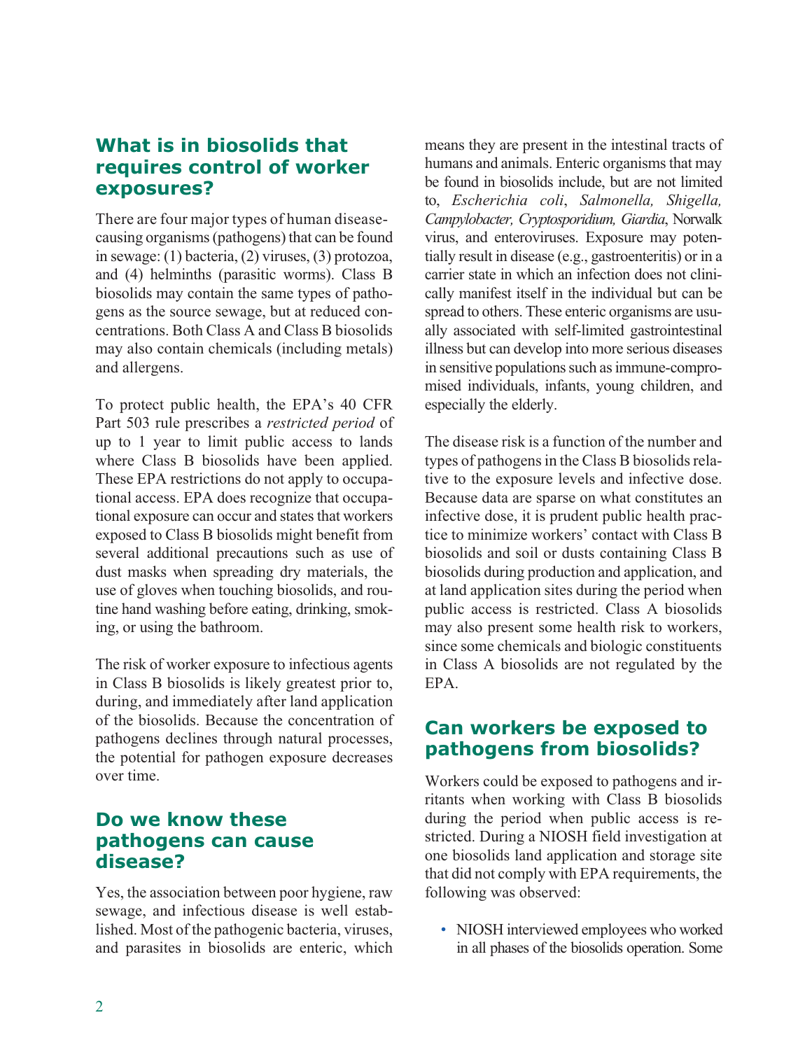## What is in biosolids that requires control of worker exposures?

There are four major types of human disease-causing organisms (pathogens) that can be found in sewage: (1) bacteria, (2) viruses, (3) protozoa, and (4) helminths (parasitic worms). Class B biosolids may contain the same types of pathogens as the source sewage, but at reduced concentrations. Both Class A and Class B biosolids may also contain chemicals (including metals) and allergens.

To protect public health, the EPA's 40 CFR Part 503 rule prescribes a *restricted period* of up to 1 year to limit public access to lands where Class B biosolids have been applied. These EPA restrictions do not apply to occupational access. EPA does recognize that occupational exposure can occur and states that workers exposed to Class B biosolids might benefit from several additional precautions such as use of dust masks when spreading dry materials, the use of gloves when touching biosolids, and routine hand washing before eating, drinking, smoking, or using the bathroom.

The risk of worker exposure to infectious agents in Class B biosolids is likely greatest prior to, during, and immediately after land application of the biosolids. Because the concentration of pathogens declines through natural processes, the potential for pathogen exposure decreases over time.

## Do we know these pathogens can cause disease?

Yes, the association between poor hygiene, raw sewage, and infectious disease is well established. Most of the pathogenic bacteria, viruses, and parasites in biosolids are enteric, which means they are present in the intestinal tracts of humans and animals. Enteric organisms that may be found in biosolids include, but are not limited to, *Escherichia coli*, *Salmonella, Shigella, Campylobacter, Cryptosporidium, Giardia*, Norwalk virus, and enteroviruses. Exposure may potentially result in disease (e.g., gastroenteritis) or in a carrier state in which an infection does not clinically manifest itself in the individual but can be spread to others. These enteric organisms are usually associated with self-limited gastrointestinal illness but can develop into more serious diseases in sensitive populations such as immune-compromised individuals, infants, young children, and especially the elderly.

The disease risk is a function of the number and types of pathogens in the Class B biosolids relative to the exposure levels and infective dose. Because data are sparse on what constitutes an infective dose, it is prudent public health practice to minimize workers' contact with Class B biosolids and soil or dusts containing Class B biosolids during production and application, and at land application sites during the period when public access is restricted. Class A biosolids may also present some health risk to workers, since some chemicals and biologic constituents in Class A biosolids are not regulated by the EPA.

## Can workers be exposed to pathogens from biosolids?

Workers could be exposed to pathogens and irritants when working with Class B biosolids during the period when public access is restricted. During a NIOSH field investigation at one biosolids land application and storage site that did not comply with EPA requirements, the following was observed:

- NIOSH interviewed employees who worked in all phases of the biosolids operation. Some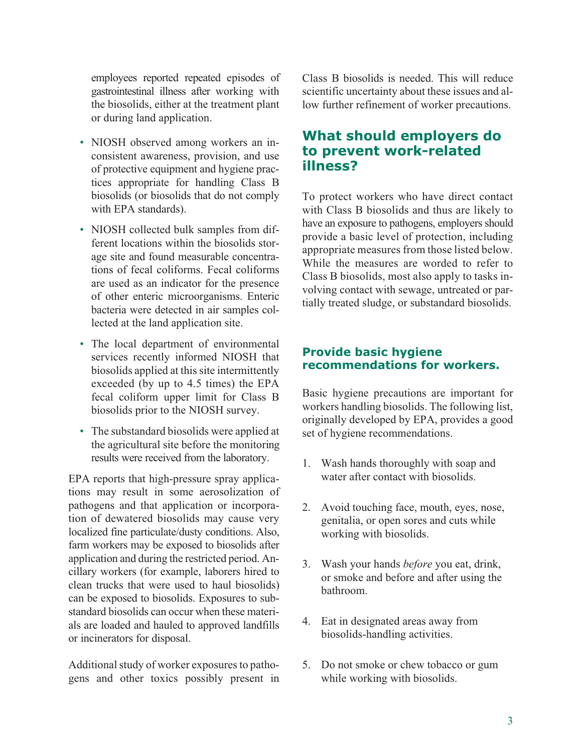employees reported repeated episodes of gastrointestinal illness after working with the biosolids, either at the treatment plant or during land application.

- NIOSH observed among workers an inconsistent awareness, provision, and use of protective equipment and hygiene practices appropriate for handling Class B biosolids (or biosolids that do not comply with EPA standards).
- NIOSH collected bulk samples from different locations within the biosolids storage site and found measurable concentrations of fecal coliforms. Fecal coliforms are used as an indicator for the presence of other enteric microorganisms. Enteric bacteria were detected in air samples collected at the land application site.
- The local department of environmental services recently informed NIOSH that biosolids applied at this site intermittently exceeded (by up to 4.5 times) the EPA fecal coliform upper limit for Class B biosolids prior to the NIOSH survey.
- The substandard biosolids were applied at the agricultural site before the monitoring results were received from the laboratory.

EPA reports that high-pressure spray applications may result in some aerosolization of pathogens and that application or incorporation of dewatered biosolids may cause very localized fine particulate/dusty conditions. Also, farm workers may be exposed to biosolids after application and during the restricted period. Ancillary workers (for example, laborers hired to clean trucks that were used to haul biosolids) can be exposed to biosolids. Exposures to substandard biosolids can occur when these materials are loaded and hauled to approved landfills or incinerators for disposal.

Additional study of worker exposures to pathogens and other toxics possibly present in Class B biosolids is needed. This will reduce scientific uncertainty about these issues and allow further refinement of worker precautions.

## What should employers do to prevent work-related illness?

To protect workers who have direct contact with Class B biosolids and thus are likely to have an exposure to pathogens, employers should provide a basic level of protection, including appropriate measures from those listed below. While the measures are worded to refer to Class B biosolids, most also apply to tasks involving contact with sewage, untreated or partially treated sludge, or substandard biosolids.

### Provide basic hygiene recommendations for workers.

Basic hygiene precautions are important for workers handling biosolids. The following list, originally developed by EPA, provides a good set of hygiene recommendations.

1. Wash hands thoroughly with soap and water after contact with biosolids.
2. Avoid touching face, mouth, eyes, nose, genitalia, or open sores and cuts while working with biosolids.
3. Wash your hands *before* you eat, drink, or smoke and before and after using the bathroom.
4. Eat in designated areas away from biosolids-handling activities.
5. Do not smoke or chew tobacco or gum while working with biosolids.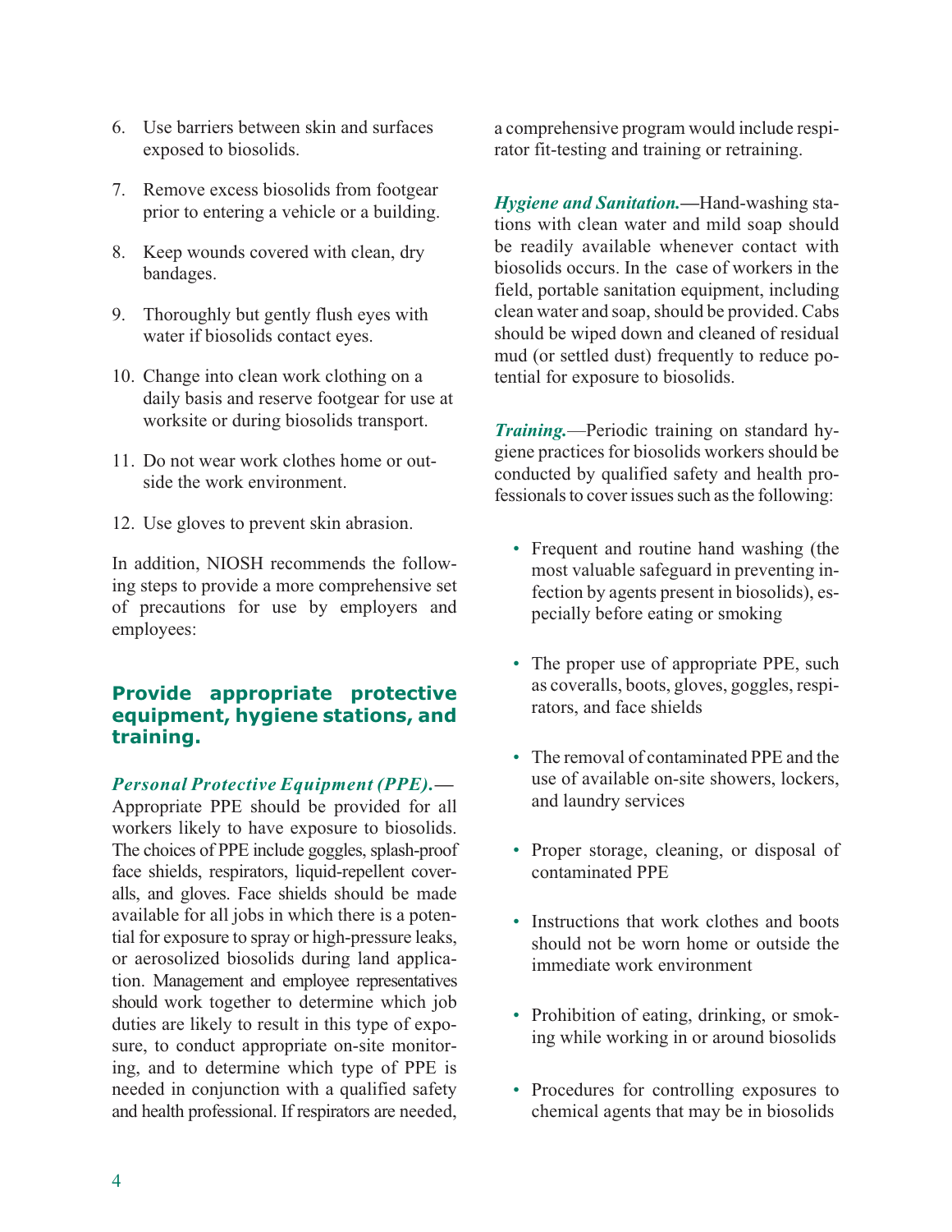6. Use barriers between skin and surfaces exposed to biosolids.

7. Remove excess biosolids from footgear prior to entering a vehicle or a building.

8. Keep wounds covered with clean, dry bandages.

9. Thoroughly but gently flush eyes with water if biosolids contact eyes.

10. Change into clean work clothing on a daily basis and reserve footgear for use at worksite or during biosolids transport.

11. Do not wear work clothes home or outside the work environment.

12. Use gloves to prevent skin abrasion.

In addition, NIOSH recommends the following steps to provide a more comprehensive set of precautions for use by employers and employees:

## Provide appropriate protective equipment, hygiene stations, and training.

***Personal Protective Equipment (PPE).***—Appropriate PPE should be provided for all workers likely to have exposure to biosolids. The choices of PPE include goggles, splash-proof face shields, respirators, liquid-repellent coveralls, and gloves. Face shields should be made available for all jobs in which there is a potential for exposure to spray or high-pressure leaks, or aerosolized biosolids during land application. Management and employee representatives should work together to determine which job duties are likely to result in this type of exposure, to conduct appropriate on-site monitoring, and to determine which type of PPE is needed in conjunction with a qualified safety and health professional. If respirators are needed, a comprehensive program would include respirator fit-testing and training or retraining.

***Hygiene and Sanitation.***—Hand-washing stations with clean water and mild soap should be readily available whenever contact with biosolids occurs. In the case of workers in the field, portable sanitation equipment, including clean water and soap, should be provided. Cabs should be wiped down and cleaned of residual mud (or settled dust) frequently to reduce potential for exposure to biosolids.

***Training.***—Periodic training on standard hygiene practices for biosolids workers should be conducted by qualified safety and health professionals to cover issues such as the following:

- Frequent and routine hand washing (the most valuable safeguard in preventing infection by agents present in biosolids), especially before eating or smoking
- The proper use of appropriate PPE, such as coveralls, boots, gloves, goggles, respirators, and face shields
- The removal of contaminated PPE and the use of available on-site showers, lockers, and laundry services
- Proper storage, cleaning, or disposal of contaminated PPE
- Instructions that work clothes and boots should not be worn home or outside the immediate work environment
- Prohibition of eating, drinking, or smoking while working in or around biosolids
- Procedures for controlling exposures to chemical agents that may be in biosolids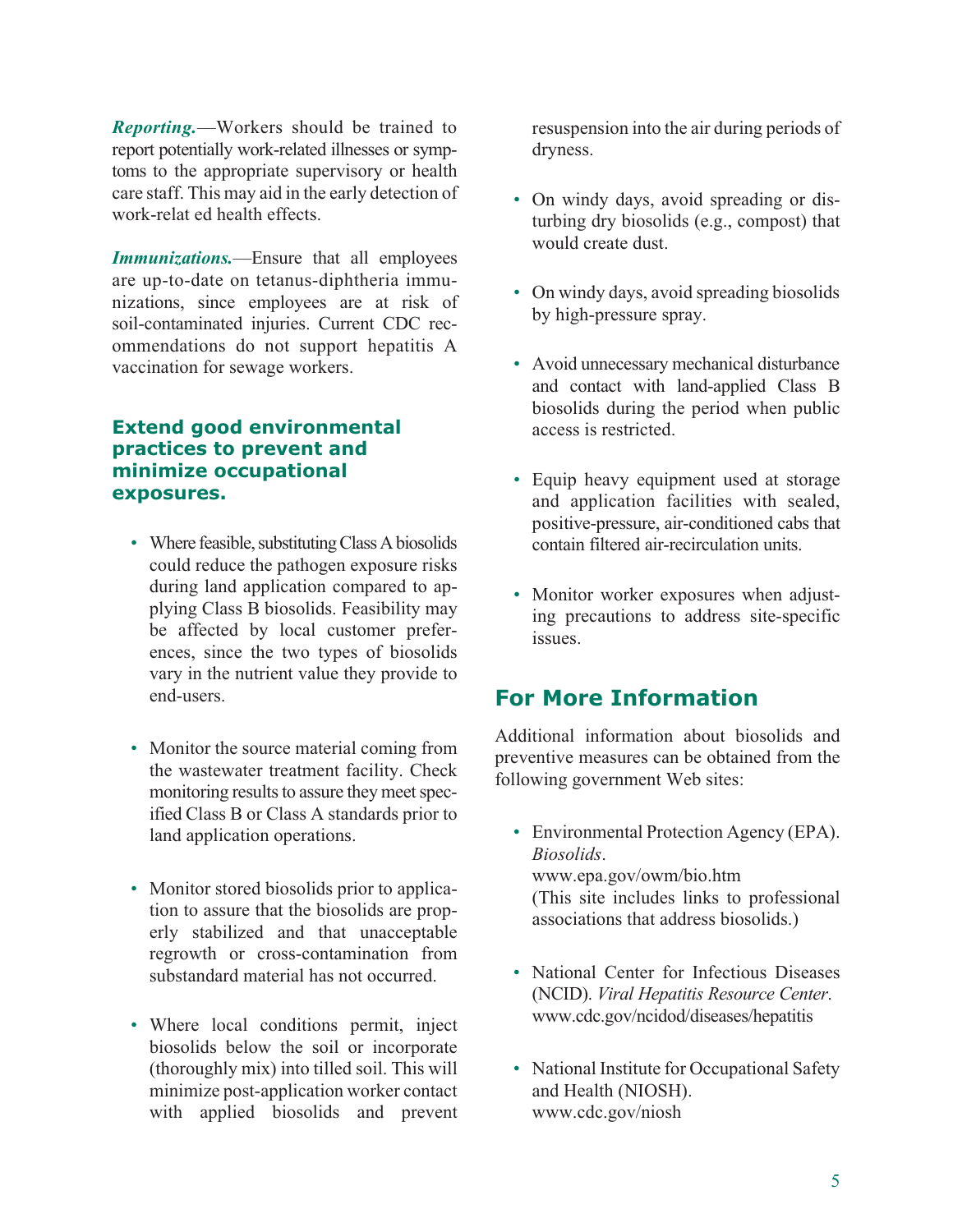***Reporting.***—Workers should be trained to report potentially work-related illnesses or symptoms to the appropriate supervisory or health care staff. This may aid in the early detection of work-relat ed health effects.

***Immunizations.***—Ensure that all employees are up-to-date on tetanus-diphtheria immunizations, since employees are at risk of soil-contaminated injuries. Current CDC recommendations do not support hepatitis A vaccination for sewage workers.

### Extend good environmental practices to prevent and minimize occupational exposures.

- Where feasible, substituting Class A biosolids could reduce the pathogen exposure risks during land application compared to applying Class B biosolids. Feasibility may be affected by local customer preferences, since the two types of biosolids vary in the nutrient value they provide to end-users.

- Monitor the source material coming from the wastewater treatment facility. Check monitoring results to assure they meet specified Class B or Class A standards prior to land application operations.

- Monitor stored biosolids prior to application to assure that the biosolids are properly stabilized and that unacceptable regrowth or cross-contamination from substandard material has not occurred.

- Where local conditions permit, inject biosolids below the soil or incorporate (thoroughly mix) into tilled soil. This will minimize post-application worker contact with applied biosolids and prevent resuspension into the air during periods of dryness.

- On windy days, avoid spreading or disturbing dry biosolids (e.g., compost) that would create dust.

- On windy days, avoid spreading biosolids by high-pressure spray.

- Avoid unnecessary mechanical disturbance and contact with land-applied Class B biosolids during the period when public access is restricted.

- Equip heavy equipment used at storage and application facilities with sealed, positive-pressure, air-conditioned cabs that contain filtered air-recirculation units.

- Monitor worker exposures when adjusting precautions to address site-specific issues.

## For More Information

Additional information about biosolids and preventive measures can be obtained from the following government Web sites:

- Environmental Protection Agency (EPA). *Biosolids*.
  www.epa.gov/owm/bio.htm
  (This site includes links to professional associations that address biosolids.)

- National Center for Infectious Diseases (NCID). *Viral Hepatitis Resource Center*.
  www.cdc.gov/ncidod/diseases/hepatitis

- National Institute for Occupational Safety and Health (NIOSH).
  www.cdc.gov/niosh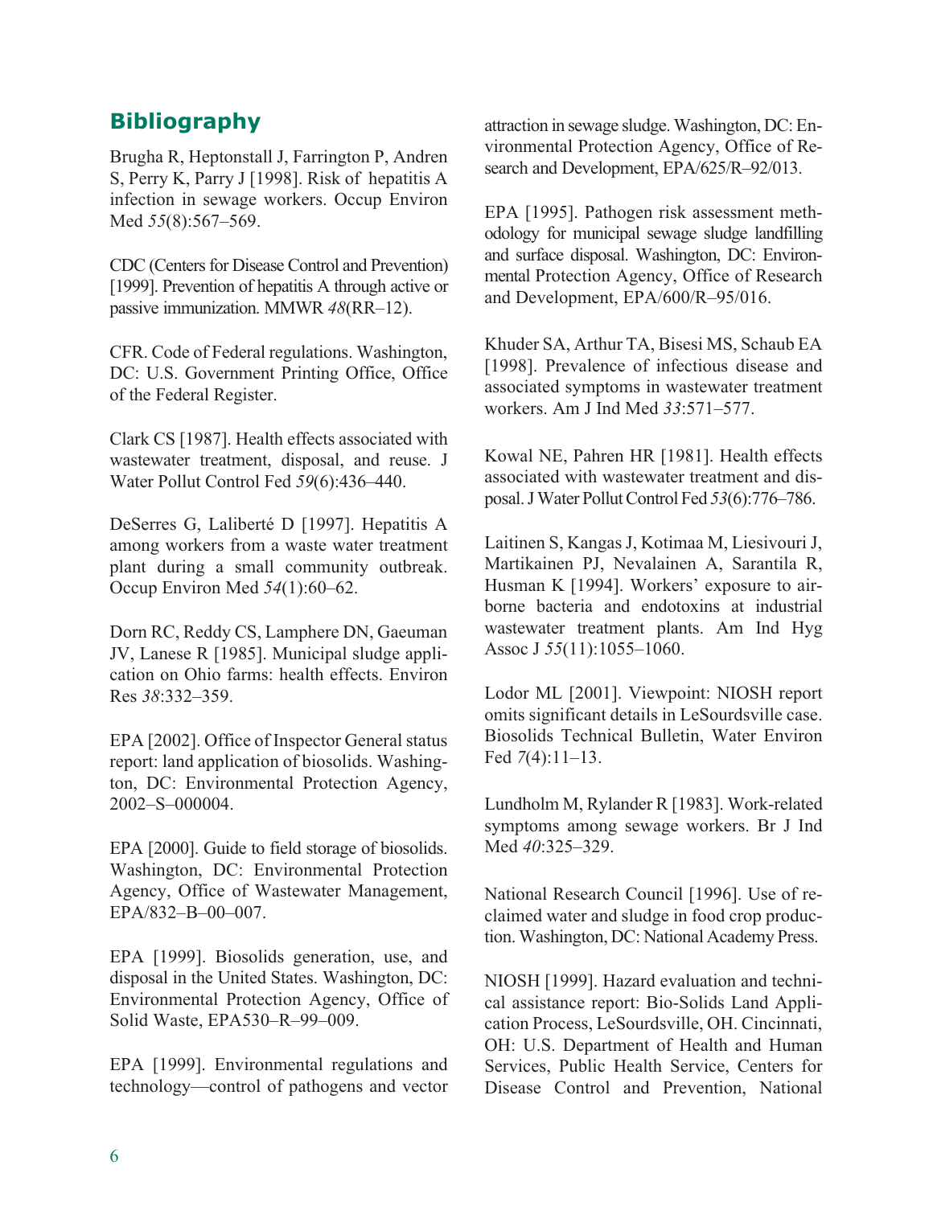## Bibliography

Brugha R, Heptonstall J, Farrington P, Andren S, Perry K, Parry J [1998]. Risk of hepatitis A infection in sewage workers. Occup Environ Med *55*(8):567–569.

CDC (Centers for Disease Control and Prevention) [1999]. Prevention of hepatitis A through active or passive immunization. MMWR *48*(RR–12).

CFR. Code of Federal regulations. Washington, DC: U.S. Government Printing Office, Office of the Federal Register.

Clark CS [1987]. Health effects associated with wastewater treatment, disposal, and reuse. J Water Pollut Control Fed *59*(6):436–440.

DeSerres G, Laliberté D [1997]. Hepatitis A among workers from a waste water treatment plant during a small community outbreak. Occup Environ Med *54*(1):60–62.

Dorn RC, Reddy CS, Lamphere DN, Gaeuman JV, Lanese R [1985]. Municipal sludge application on Ohio farms: health effects. Environ Res *38*:332–359.

EPA [2002]. Office of Inspector General status report: land application of biosolids. Washington, DC: Environmental Protection Agency, 2002–S–000004.

EPA [2000]. Guide to field storage of biosolids. Washington, DC: Environmental Protection Agency, Office of Wastewater Management, EPA/832–B–00–007.

EPA [1999]. Biosolids generation, use, and disposal in the United States. Washington, DC: Environmental Protection Agency, Office of Solid Waste, EPA530–R–99–009.

EPA [1999]. Environmental regulations and technology—control of pathogens and vector attraction in sewage sludge. Washington, DC: Environmental Protection Agency, Office of Research and Development, EPA/625/R–92/013.

EPA [1995]. Pathogen risk assessment methodology for municipal sewage sludge landfilling and surface disposal. Washington, DC: Environmental Protection Agency, Office of Research and Development, EPA/600/R–95/016.

Khuder SA, Arthur TA, Bisesi MS, Schaub EA [1998]. Prevalence of infectious disease and associated symptoms in wastewater treatment workers. Am J Ind Med *33*:571–577.

Kowal NE, Pahren HR [1981]. Health effects associated with wastewater treatment and disposal. J Water Pollut Control Fed *53*(6):776–786.

Laitinen S, Kangas J, Kotimaa M, Liesivouri J, Martikainen PJ, Nevalainen A, Sarantila R, Husman K [1994]. Workers' exposure to airborne bacteria and endotoxins at industrial wastewater treatment plants. Am Ind Hyg Assoc J *55*(11):1055–1060.

Lodor ML [2001]. Viewpoint: NIOSH report omits significant details in LeSourdsville case. Biosolids Technical Bulletin, Water Environ Fed *7*(4):11–13.

Lundholm M, Rylander R [1983]. Work-related symptoms among sewage workers. Br J Ind Med *40*:325–329.

National Research Council [1996]. Use of reclaimed water and sludge in food crop production. Washington, DC: National Academy Press.

NIOSH [1999]. Hazard evaluation and technical assistance report: Bio-Solids Land Application Process, LeSourdsville, OH. Cincinnati, OH: U.S. Department of Health and Human Services, Public Health Service, Centers for Disease Control and Prevention, National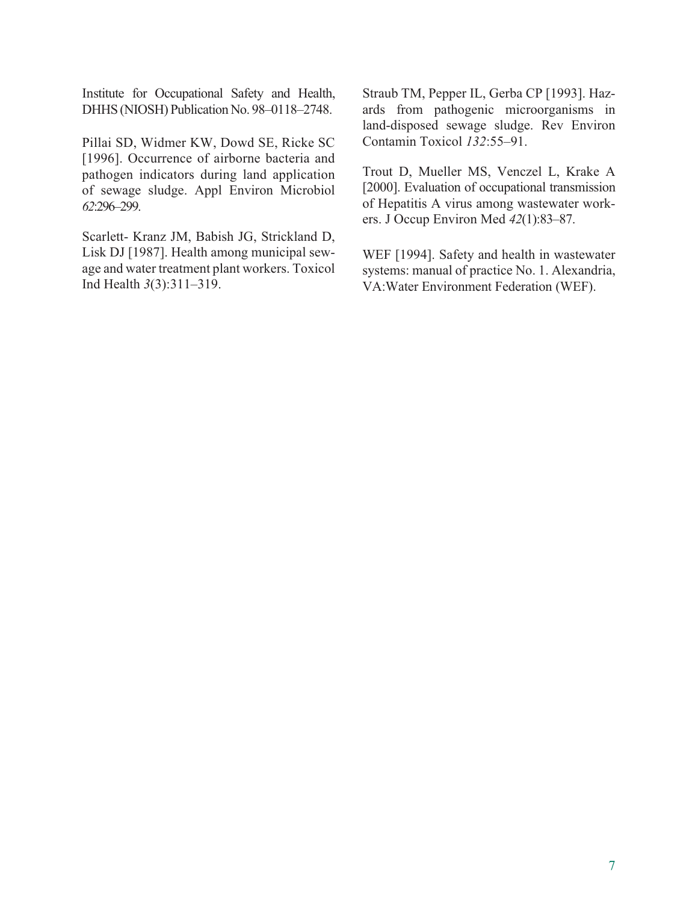Institute for Occupational Safety and Health, DHHS (NIOSH) Publication No. 98–0118–2748.

Pillai SD, Widmer KW, Dowd SE, Ricke SC [1996]. Occurrence of airborne bacteria and pathogen indicators during land application of sewage sludge. Appl Environ Microbiol *62*:296–299.

Scarlett- Kranz JM, Babish JG, Strickland D, Lisk DJ [1987]. Health among municipal sewage and water treatment plant workers. Toxicol Ind Health *3*(3):311–319.

Straub TM, Pepper IL, Gerba CP [1993]. Hazards from pathogenic microorganisms in land-disposed sewage sludge. Rev Environ Contamin Toxicol *132*:55–91.

Trout D, Mueller MS, Venczel L, Krake A [2000]. Evaluation of occupational transmission of Hepatitis A virus among wastewater workers. J Occup Environ Med *42*(1):83–87.

WEF [1994]. Safety and health in wastewater systems: manual of practice No. 1. Alexandria, VA:Water Environment Federation (WEF).